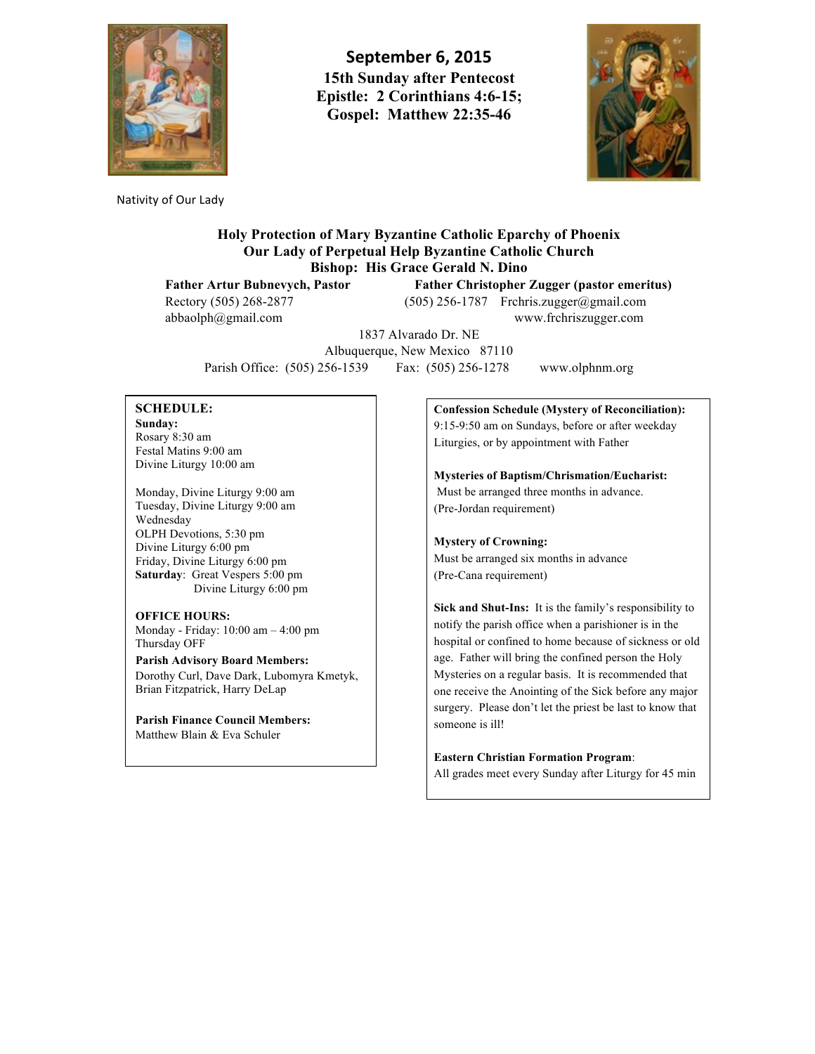# September 6, 2015

**15th Sunday after Pentecost**
**Epistle: 2 Corinthians 4:6-15;**
**Gospel: Matthew 22:35-46**

Nativity of Our Lady

**Holy Protection of Mary Byzantine Catholic Eparchy of Phoenix**
**Our Lady of Perpetual Help Byzantine Catholic Church**
**Bishop: His Grace Gerald N. Dino**

**Father Artur Bubnevych, Pastor**
Rectory (505) 268-2877
abbaolph@gmail.com

**Father Christopher Zugger (pastor emeritus)**
(505) 256-1787 Frchris.zugger@gmail.com
www.frchriszugger.com

1837 Alvarado Dr. NE
Albuquerque, New Mexico 87110
Parish Office: (505) 256-1539 Fax: (505) 256-1278 www.olphnm.org

**SCHEDULE:**

**Sunday:**
Rosary 8:30 am
Festal Matins 9:00 am
Divine Liturgy 10:00 am

Monday, Divine Liturgy 9:00 am
Tuesday, Divine Liturgy 9:00 am
Wednesday
OLPH Devotions, 5:30 pm
Divine Liturgy 6:00 pm
Friday, Divine Liturgy 6:00 pm
**Saturday**: Great Vespers 5:00 pm
Divine Liturgy 6:00 pm

**OFFICE HOURS:**
Monday - Friday: 10:00 am – 4:00 pm
Thursday OFF

**Parish Advisory Board Members:**
Dorothy Curl, Dave Dark, Lubomyra Kmetyk, Brian Fitzpatrick, Harry DeLap

**Parish Finance Council Members:**
Matthew Blain & Eva Schuler

**Confession Schedule (Mystery of Reconciliation):**
9:15-9:50 am on Sundays, before or after weekday Liturgies, or by appointment with Father

**Mysteries of Baptism/Chrismation/Eucharist:**
Must be arranged three months in advance.
(Pre-Jordan requirement)

**Mystery of Crowning:**
Must be arranged six months in advance
(Pre-Cana requirement)

**Sick and Shut-Ins:** It is the family's responsibility to notify the parish office when a parishioner is in the hospital or confined to home because of sickness or old age. Father will bring the confined person the Holy Mysteries on a regular basis. It is recommended that one receive the Anointing of the Sick before any major surgery. Please don't let the priest be last to know that someone is ill!

**Eastern Christian Formation Program**:
All grades meet every Sunday after Liturgy for 45 min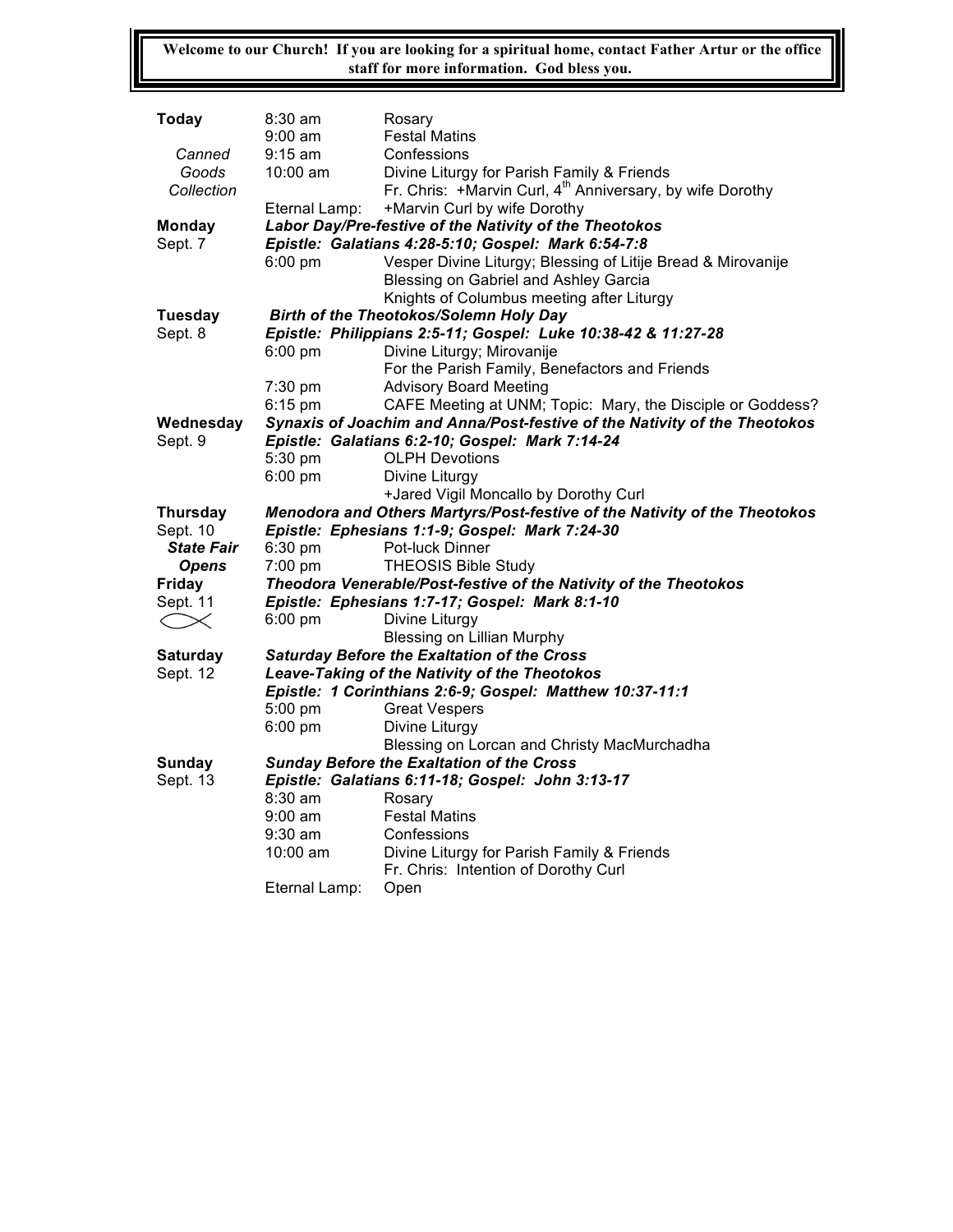**Welcome to our Church! If you are looking for a spiritual home, contact Father Artur or the office staff for more information. God bless you.**

| | | |
|---|---|---|
| **Today** | 8:30 am | Rosary |
| | 9:00 am | Festal Matins |
| *Canned* | 9:15 am | Confessions |
| *Goods* | 10:00 am | Divine Liturgy for Parish Family & Friends |
| *Collection* | | Fr. Chris: +Marvin Curl, 4th Anniversary, by wife Dorothy |
| | Eternal Lamp: | +Marvin Curl by wife Dorothy |
| **Monday** | ***Labor Day/Pre-festive of the Nativity of the Theotokos*** | |
| Sept. 7 | ***Epistle: Galatians 4:28-5:10; Gospel: Mark 6:54-7:8*** | |
| | 6:00 pm | Vesper Divine Liturgy; Blessing of Litije Bread & Mirovanije |
| | | Blessing on Gabriel and Ashley Garcia |
| | | Knights of Columbus meeting after Liturgy |
| **Tuesday** | ***Birth of the Theotokos/Solemn Holy Day*** | |
| Sept. 8 | ***Epistle: Philippians 2:5-11; Gospel: Luke 10:38-42 & 11:27-28*** | |
| | 6:00 pm | Divine Liturgy; Mirovanije |
| | | For the Parish Family, Benefactors and Friends |
| | 7:30 pm | Advisory Board Meeting |
| | 6:15 pm | CAFE Meeting at UNM; Topic: Mary, the Disciple or Goddess? |
| **Wednesday** | ***Synaxis of Joachim and Anna/Post-festive of the Nativity of the Theotokos*** | |
| Sept. 9 | ***Epistle: Galatians 6:2-10; Gospel: Mark 7:14-24*** | |
| | 5:30 pm | OLPH Devotions |
| | 6:00 pm | Divine Liturgy |
| | | +Jared Vigil Moncallo by Dorothy Curl |
| **Thursday** | ***Menodora and Others Martyrs/Post-festive of the Nativity of the Theotokos*** | |
| Sept. 10 | ***Epistle: Ephesians 1:1-9; Gospel: Mark 7:24-30*** | |
| ***State Fair*** | 6:30 pm | Pot-luck Dinner |
| ***Opens*** | 7:00 pm | THEOSIS Bible Study |
| **Friday** | ***Theodora Venerable/Post-festive of the Nativity of the Theotokos*** | |
| Sept. 11 | ***Epistle: Ephesians 1:7-17; Gospel: Mark 8:1-10*** | |
| | 6:00 pm | Divine Liturgy |
| | | Blessing on Lillian Murphy |
| **Saturday** | ***Saturday Before the Exaltation of the Cross*** | |
| Sept. 12 | ***Leave-Taking of the Nativity of the Theotokos*** | |
| | ***Epistle: 1 Corinthians 2:6-9; Gospel: Matthew 10:37-11:1*** | |
| | 5:00 pm | Great Vespers |
| | 6:00 pm | Divine Liturgy |
| | | Blessing on Lorcan and Christy MacMurchadha |
| **Sunday** | ***Sunday Before the Exaltation of the Cross*** | |
| Sept. 13 | ***Epistle: Galatians 6:11-18; Gospel: John 3:13-17*** | |
| | 8:30 am | Rosary |
| | 9:00 am | Festal Matins |
| | 9:30 am | Confessions |
| | 10:00 am | Divine Liturgy for Parish Family & Friends |
| | | Fr. Chris: Intention of Dorothy Curl |
| | Eternal Lamp: | Open |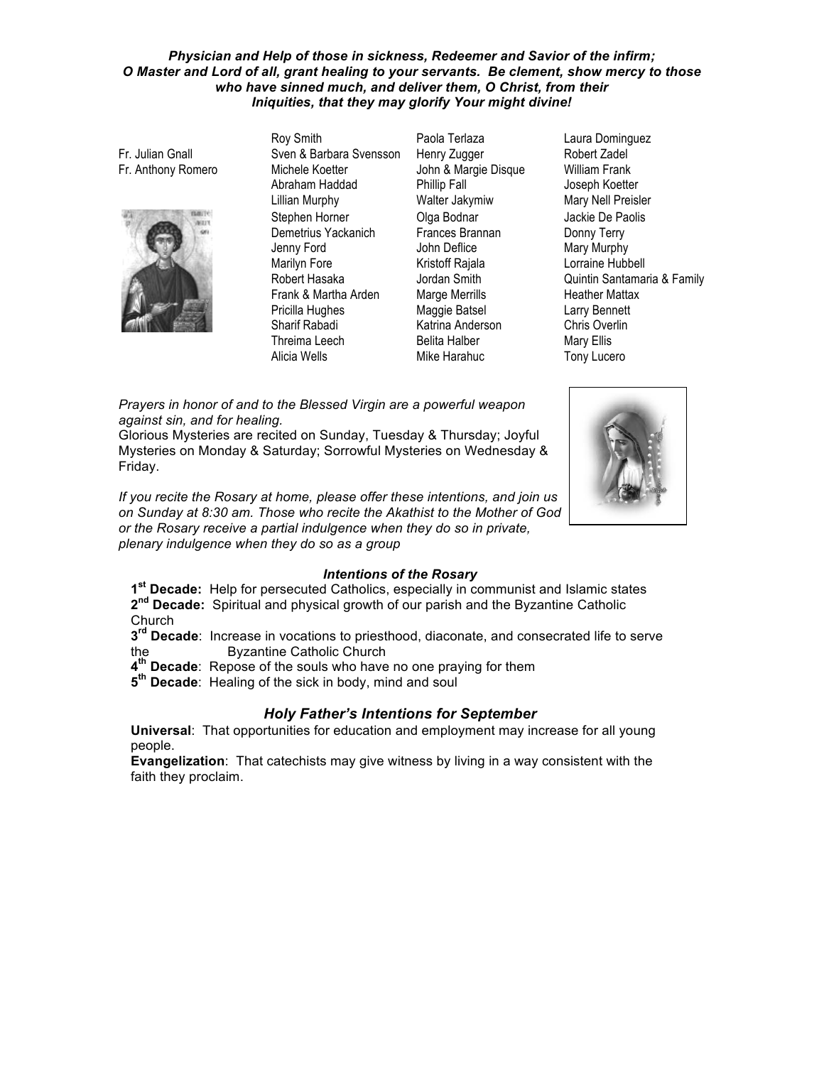***Physician and Help of those in sickness, Redeemer and Savior of the infirm; O Master and Lord of all, grant healing to your servants. Be clement, show mercy to those who have sinned much, and deliver them, O Christ, from their Iniquities, that they may glorify Your might divine!***

Fr. Julian Gnall
Fr. Anthony Romero

Roy Smith
Sven & Barbara Svensson
Michele Koetter
Abraham Haddad
Lillian Murphy
Stephen Horner
Demetrius Yackanich
Jenny Ford
Marilyn Fore
Robert Hasaka
Frank & Martha Arden
Pricilla Hughes
Sharif Rabadi
Threima Leech
Alicia Wells

Paola Terlaza
Henry Zugger
John & Margie Disque
Phillip Fall
Walter Jakymiw
Olga Bodnar
Frances Brannan
John Deflice
Kristoff Rajala
Jordan Smith
Marge Merrills
Maggie Batsel
Katrina Anderson
Belita Halber
Mike Harahuc

Laura Dominguez
Robert Zadel
William Frank
Joseph Koetter
Mary Nell Preisler
Jackie De Paolis
Donny Terry
Mary Murphy
Lorraine Hubbell
Quintin Santamaria & Family
Heather Mattax
Larry Bennett
Chris Overlin
Mary Ellis
Tony Lucero

*Prayers in honor of and to the Blessed Virgin are a powerful weapon against sin, and for healing.*
Glorious Mysteries are recited on Sunday, Tuesday & Thursday; Joyful Mysteries on Monday & Saturday; Sorrowful Mysteries on Wednesday & Friday.

*If you recite the Rosary at home, please offer these intentions, and join us on Sunday at 8:30 am. Those who recite the Akathist to the Mother of God or the Rosary receive a partial indulgence when they do so in private, plenary indulgence when they do so as a group*

***Intentions of the Rosary***

**1st Decade:** Help for persecuted Catholics, especially in communist and Islamic states
**2nd Decade:** Spiritual and physical growth of our parish and the Byzantine Catholic Church
**3rd Decade**: Increase in vocations to priesthood, diaconate, and consecrated life to serve the Byzantine Catholic Church
**4th Decade**: Repose of the souls who have no one praying for them
**5th Decade**: Healing of the sick in body, mind and soul

## *Holy Father's Intentions for September*

**Universal**: That opportunities for education and employment may increase for all young people.
**Evangelization**: That catechists may give witness by living in a way consistent with the faith they proclaim.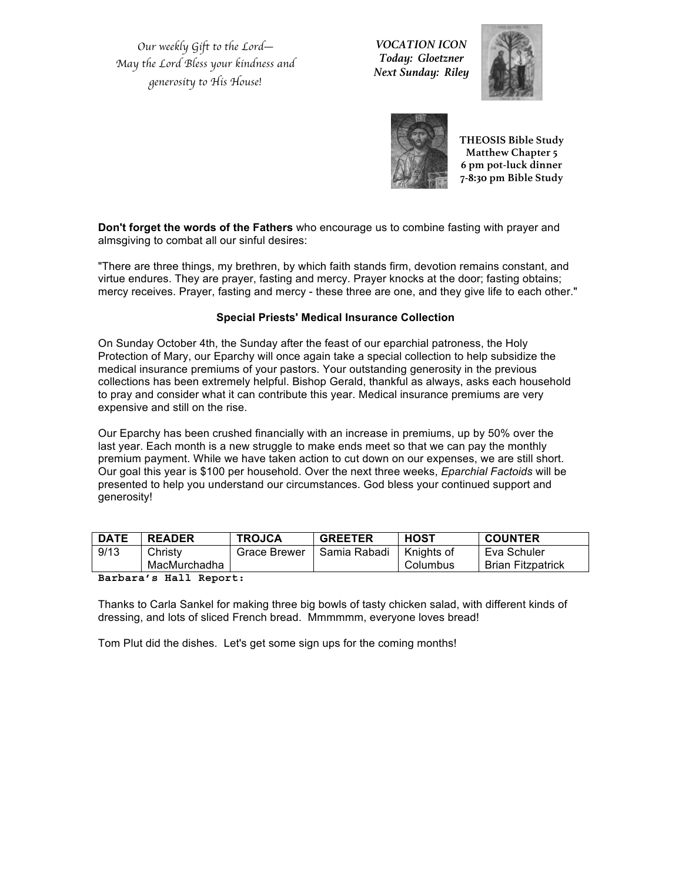*Our weekly Gift to the Lord—*
*May the Lord Bless your kindness and*
*generosity to His House!*

***VOCATION ICON***
***Today: Gloetzner***
***Next Sunday: Riley***

**THEOSIS Bible Study**
**Matthew Chapter 5**
**6 pm pot-luck dinner**
**7-8:30 pm Bible Study**

**Don't forget the words of the Fathers** who encourage us to combine fasting with prayer and almsgiving to combat all our sinful desires:

"There are three things, my brethren, by which faith stands firm, devotion remains constant, and virtue endures. They are prayer, fasting and mercy. Prayer knocks at the door; fasting obtains; mercy receives. Prayer, fasting and mercy - these three are one, and they give life to each other."

**Special Priests' Medical Insurance Collection**

On Sunday October 4th, the Sunday after the feast of our eparchial patroness, the Holy Protection of Mary, our Eparchy will once again take a special collection to help subsidize the medical insurance premiums of your pastors. Your outstanding generosity in the previous collections has been extremely helpful. Bishop Gerald, thankful as always, asks each household to pray and consider what it can contribute this year. Medical insurance premiums are very expensive and still on the rise.

Our Eparchy has been crushed financially with an increase in premiums, up by 50% over the last year. Each month is a new struggle to make ends meet so that we can pay the monthly premium payment. While we have taken action to cut down on our expenses, we are still short. Our goal this year is $100 per household. Over the next three weeks, *Eparchial Factoids* will be presented to help you understand our circumstances. God bless your continued support and generosity!

| DATE | READER | TROJCA | GREETER | HOST | COUNTER |
|---|---|---|---|---|---|
| 9/13 | Christy MacMurchadha | Grace Brewer | Samia Rabadi | Knights of Columbus | Eva Schuler Brian Fitzpatrick |

**Barbara's Hall Report:**

Thanks to Carla Sankel for making three big bowls of tasty chicken salad, with different kinds of dressing, and lots of sliced French bread. Mmmmmm, everyone loves bread!

Tom Plut did the dishes. Let's get some sign ups for the coming months!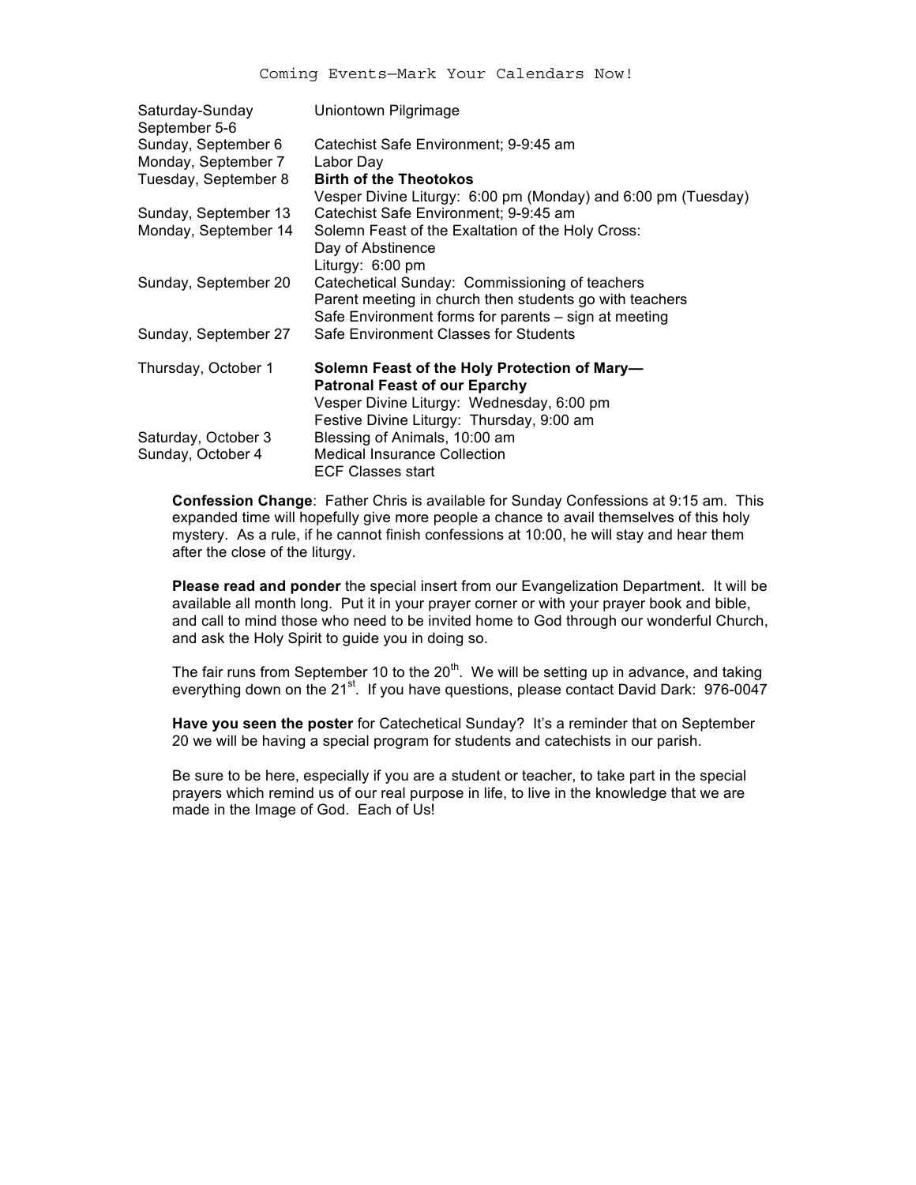## Coming Events—Mark Your Calendars Now!

| | |
|---|---|
| Saturday-Sunday September 5-6 | Uniontown Pilgrimage |
| Sunday, September 6 | Catechist Safe Environment; 9-9:45 am |
| Monday, September 7 | Labor Day |
| Tuesday, September 8 | **Birth of the Theotokos**<br>Vesper Divine Liturgy: 6:00 pm (Monday) and 6:00 pm (Tuesday) |
| Sunday, September 13 | Catechist Safe Environment; 9-9:45 am |
| Monday, September 14 | Solemn Feast of the Exaltation of the Holy Cross:<br>Day of Abstinence<br>Liturgy: 6:00 pm |
| Sunday, September 20 | Catechetical Sunday: Commissioning of teachers<br>Parent meeting in church then students go with teachers<br>Safe Environment forms for parents – sign at meeting |
| Sunday, September 27 | Safe Environment Classes for Students |
| Thursday, October 1 | **Solemn Feast of the Holy Protection of Mary—**<br>**Patronal Feast of our Eparchy**<br>Vesper Divine Liturgy: Wednesday, 6:00 pm<br>Festive Divine Liturgy: Thursday, 9:00 am |
| Saturday, October 3 | Blessing of Animals, 10:00 am |
| Sunday, October 4 | Medical Insurance Collection<br>ECF Classes start |

**Confession Change**: Father Chris is available for Sunday Confessions at 9:15 am. This expanded time will hopefully give more people a chance to avail themselves of this holy mystery. As a rule, if he cannot finish confessions at 10:00, he will stay and hear them after the close of the liturgy.

**Please read and ponder** the special insert from our Evangelization Department. It will be available all month long. Put it in your prayer corner or with your prayer book and bible, and call to mind those who need to be invited home to God through our wonderful Church, and ask the Holy Spirit to guide you in doing so.

The fair runs from September 10 to the 20th. We will be setting up in advance, and taking everything down on the 21st. If you have questions, please contact David Dark: 976-0047

**Have you seen the poster** for Catechetical Sunday? It's a reminder that on September 20 we will be having a special program for students and catechists in our parish.

Be sure to be here, especially if you are a student or teacher, to take part in the special prayers which remind us of our real purpose in life, to live in the knowledge that we are made in the Image of God. Each of Us!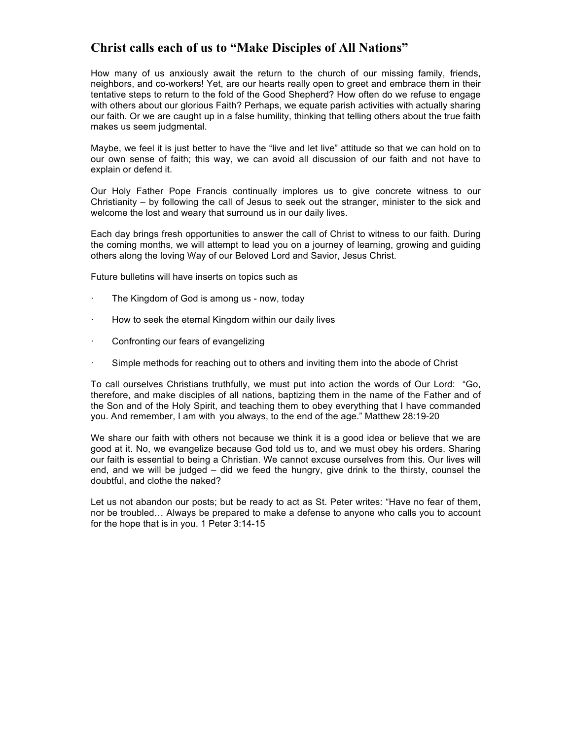## Christ calls each of us to "Make Disciples of All Nations"

How many of us anxiously await the return to the church of our missing family, friends, neighbors, and co-workers! Yet, are our hearts really open to greet and embrace them in their tentative steps to return to the fold of the Good Shepherd? How often do we refuse to engage with others about our glorious Faith? Perhaps, we equate parish activities with actually sharing our faith. Or we are caught up in a false humility, thinking that telling others about the true faith makes us seem judgmental.

Maybe, we feel it is just better to have the "live and let live" attitude so that we can hold on to our own sense of faith; this way, we can avoid all discussion of our faith and not have to explain or defend it.

Our Holy Father Pope Francis continually implores us to give concrete witness to our Christianity – by following the call of Jesus to seek out the stranger, minister to the sick and welcome the lost and weary that surround us in our daily lives.

Each day brings fresh opportunities to answer the call of Christ to witness to our faith. During the coming months, we will attempt to lead you on a journey of learning, growing and guiding others along the loving Way of our Beloved Lord and Savior, Jesus Christ.

Future bulletins will have inserts on topics such as

- The Kingdom of God is among us - now, today
- How to seek the eternal Kingdom within our daily lives
- Confronting our fears of evangelizing
- Simple methods for reaching out to others and inviting them into the abode of Christ

To call ourselves Christians truthfully, we must put into action the words of Our Lord: "Go, therefore, and make disciples of all nations, baptizing them in the name of the Father and of the Son and of the Holy Spirit, and teaching them to obey everything that I have commanded you. And remember, I am with you always, to the end of the age." Matthew 28:19-20

We share our faith with others not because we think it is a good idea or believe that we are good at it. No, we evangelize because God told us to, and we must obey his orders. Sharing our faith is essential to being a Christian. We cannot excuse ourselves from this. Our lives will end, and we will be judged – did we feed the hungry, give drink to the thirsty, counsel the doubtful, and clothe the naked?

Let us not abandon our posts; but be ready to act as St. Peter writes: "Have no fear of them, nor be troubled… Always be prepared to make a defense to anyone who calls you to account for the hope that is in you. 1 Peter 3:14-15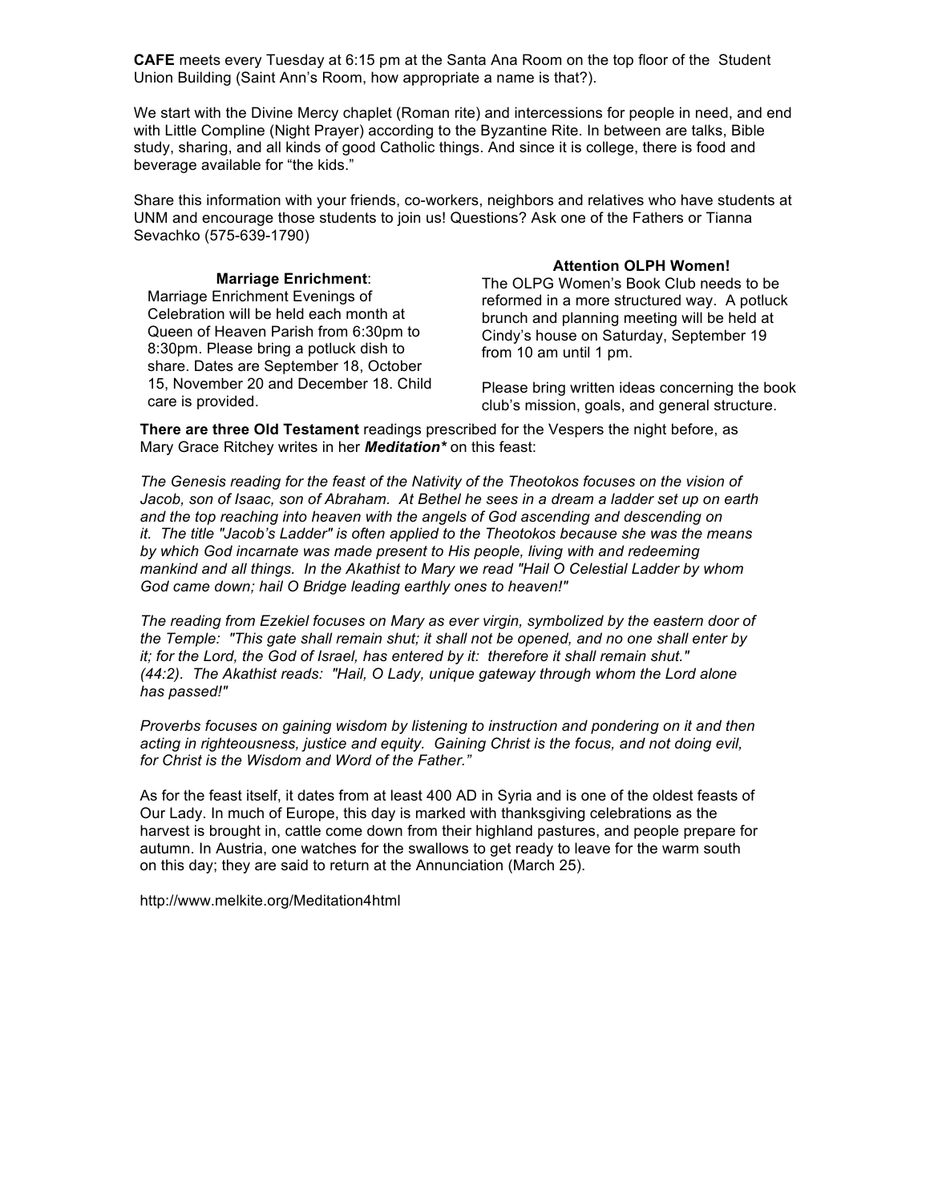**CAFE** meets every Tuesday at 6:15 pm at the Santa Ana Room on the top floor of the Student Union Building (Saint Ann's Room, how appropriate a name is that?).

We start with the Divine Mercy chaplet (Roman rite) and intercessions for people in need, and end with Little Compline (Night Prayer) according to the Byzantine Rite. In between are talks, Bible study, sharing, and all kinds of good Catholic things. And since it is college, there is food and beverage available for "the kids."

Share this information with your friends, co-workers, neighbors and relatives who have students at UNM and encourage those students to join us! Questions? Ask one of the Fathers or Tianna Sevachko (575-639-1790)

**Marriage Enrichment**:
Marriage Enrichment Evenings of Celebration will be held each month at Queen of Heaven Parish from 6:30pm to 8:30pm. Please bring a potluck dish to share. Dates are September 18, October 15, November 20 and December 18. Child care is provided.

**Attention OLPH Women!**
The OLPG Women's Book Club needs to be reformed in a more structured way. A potluck brunch and planning meeting will be held at Cindy's house on Saturday, September 19 from 10 am until 1 pm.

Please bring written ideas concerning the book club's mission, goals, and general structure.

**There are three Old Testament** readings prescribed for the Vespers the night before, as Mary Grace Ritchey writes in her ***Meditation**** on this feast:

*The Genesis reading for the feast of the Nativity of the Theotokos focuses on the vision of Jacob, son of Isaac, son of Abraham. At Bethel he sees in a dream a ladder set up on earth and the top reaching into heaven with the angels of God ascending and descending on it. The title "Jacob's Ladder" is often applied to the Theotokos because she was the means by which God incarnate was made present to His people, living with and redeeming mankind and all things. In the Akathist to Mary we read "Hail O Celestial Ladder by whom God came down; hail O Bridge leading earthly ones to heaven!"*

*The reading from Ezekiel focuses on Mary as ever virgin, symbolized by the eastern door of the Temple: "This gate shall remain shut; it shall not be opened, and no one shall enter by it; for the Lord, the God of Israel, has entered by it: therefore it shall remain shut." (44:2). The Akathist reads: "Hail, O Lady, unique gateway through whom the Lord alone has passed!"*

*Proverbs focuses on gaining wisdom by listening to instruction and pondering on it and then acting in righteousness, justice and equity. Gaining Christ is the focus, and not doing evil, for Christ is the Wisdom and Word of the Father."*

As for the feast itself, it dates from at least 400 AD in Syria and is one of the oldest feasts of Our Lady. In much of Europe, this day is marked with thanksgiving celebrations as the harvest is brought in, cattle come down from their highland pastures, and people prepare for autumn. In Austria, one watches for the swallows to get ready to leave for the warm south on this day; they are said to return at the Annunciation (March 25).

http://www.melkite.org/Meditation4html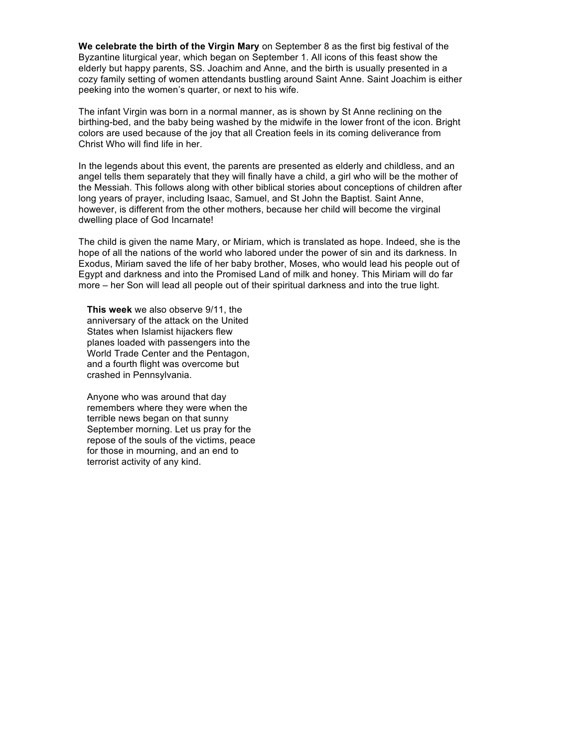**We celebrate the birth of the Virgin Mary** on September 8 as the first big festival of the Byzantine liturgical year, which began on September 1. All icons of this feast show the elderly but happy parents, SS. Joachim and Anne, and the birth is usually presented in a cozy family setting of women attendants bustling around Saint Anne. Saint Joachim is either peeking into the women's quarter, or next to his wife.

The infant Virgin was born in a normal manner, as is shown by St Anne reclining on the birthing-bed, and the baby being washed by the midwife in the lower front of the icon. Bright colors are used because of the joy that all Creation feels in its coming deliverance from Christ Who will find life in her.

In the legends about this event, the parents are presented as elderly and childless, and an angel tells them separately that they will finally have a child, a girl who will be the mother of the Messiah. This follows along with other biblical stories about conceptions of children after long years of prayer, including Isaac, Samuel, and St John the Baptist. Saint Anne, however, is different from the other mothers, because her child will become the virginal dwelling place of God Incarnate!

The child is given the name Mary, or Miriam, which is translated as hope. Indeed, she is the hope of all the nations of the world who labored under the power of sin and its darkness. In Exodus, Miriam saved the life of her baby brother, Moses, who would lead his people out of Egypt and darkness and into the Promised Land of milk and honey. This Miriam will do far more – her Son will lead all people out of their spiritual darkness and into the true light.

**This week** we also observe 9/11, the anniversary of the attack on the United States when Islamist hijackers flew planes loaded with passengers into the World Trade Center and the Pentagon, and a fourth flight was overcome but crashed in Pennsylvania.

Anyone who was around that day remembers where they were when the terrible news began on that sunny September morning. Let us pray for the repose of the souls of the victims, peace for those in mourning, and an end to terrorist activity of any kind.